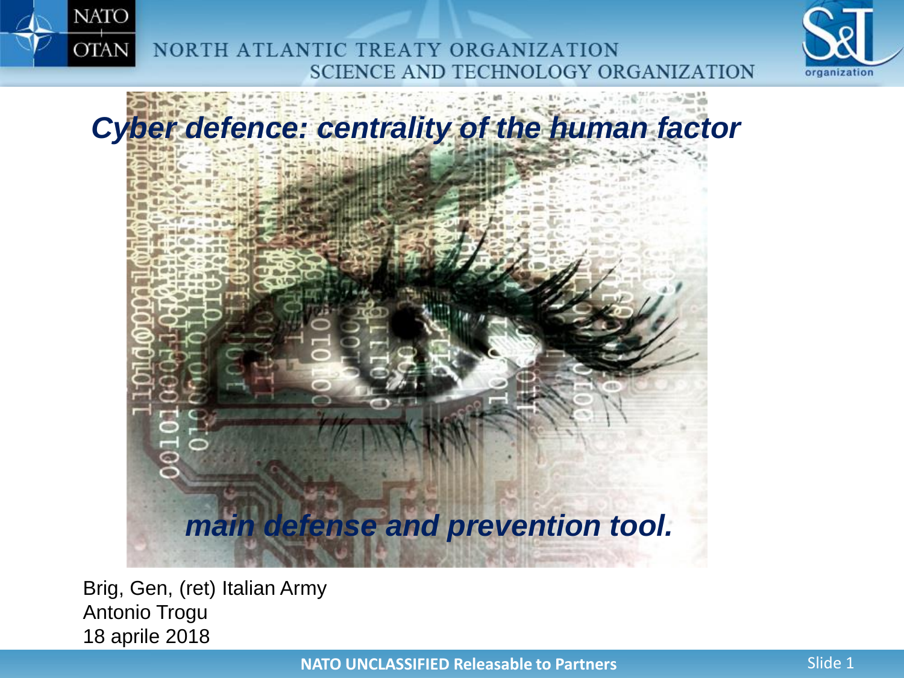# *Cyber defence: centrality of the human factor*

***main defense and prevention tool.***

Brig, Gen, (ret) Italian Army
Antonio Trogu
18 aprile 2018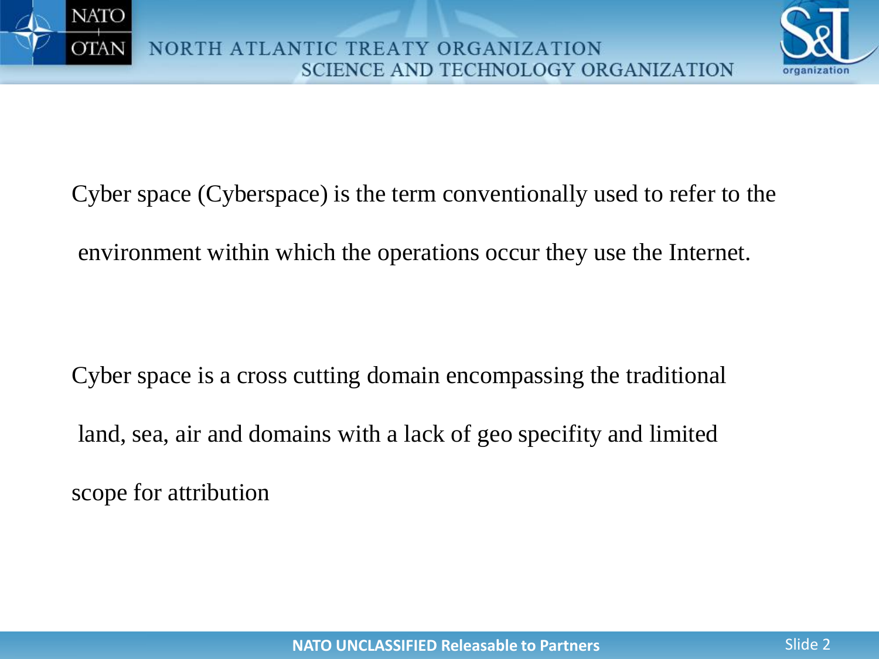Cyber space (Cyberspace) is the term conventionally used to refer to the environment within which the operations occur they use the Internet.

Cyber space is a cross cutting domain encompassing the traditional land, sea, air and domains with a lack of geo specifity and limited scope for attribution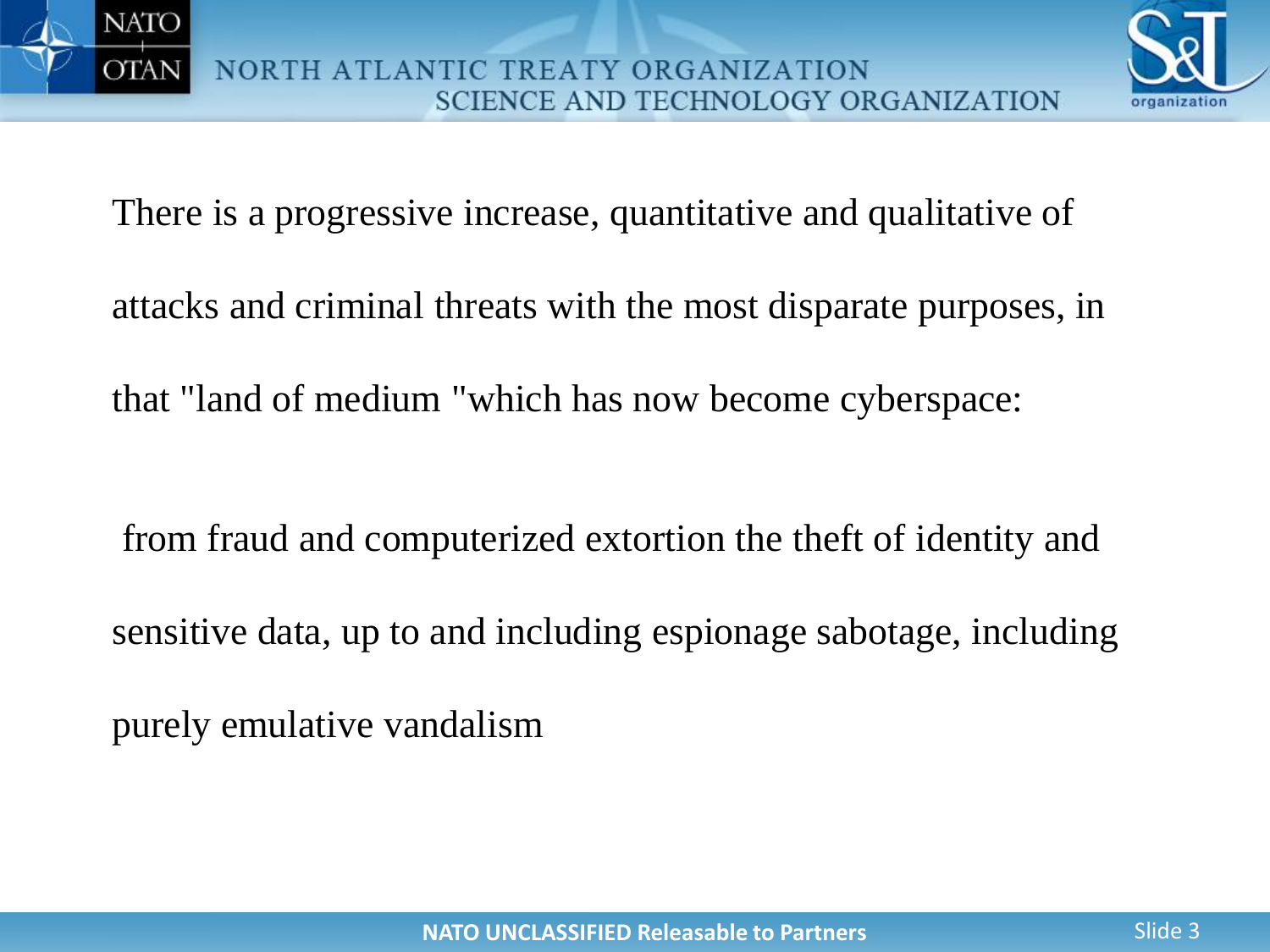There is a progressive increase, quantitative and qualitative of attacks and criminal threats with the most disparate purposes, in that "land of medium "which has now become cyberspace:

from fraud and computerized extortion the theft of identity and sensitive data, up to and including espionage sabotage, including purely emulative vandalism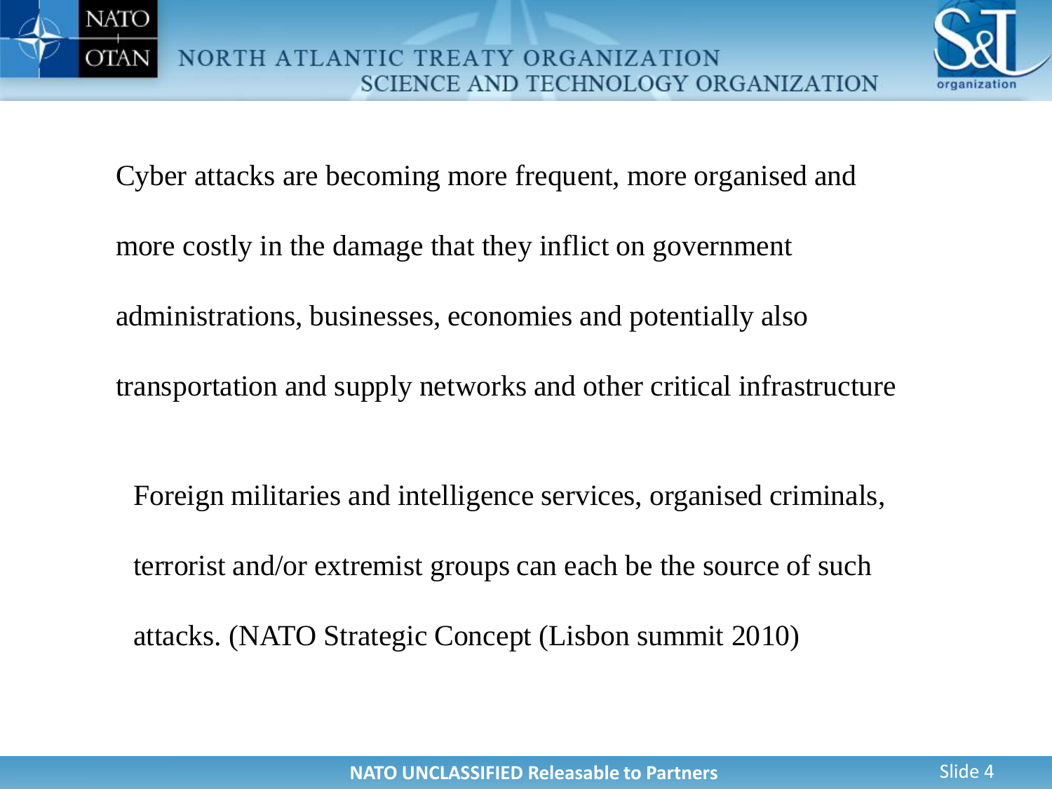Cyber attacks are becoming more frequent, more organised and more costly in the damage that they inflict on government administrations, businesses, economies and potentially also transportation and supply networks and other critical infrastructure

Foreign militaries and intelligence services, organised criminals, terrorist and/or extremist groups can each be the source of such attacks. (NATO Strategic Concept (Lisbon summit 2010)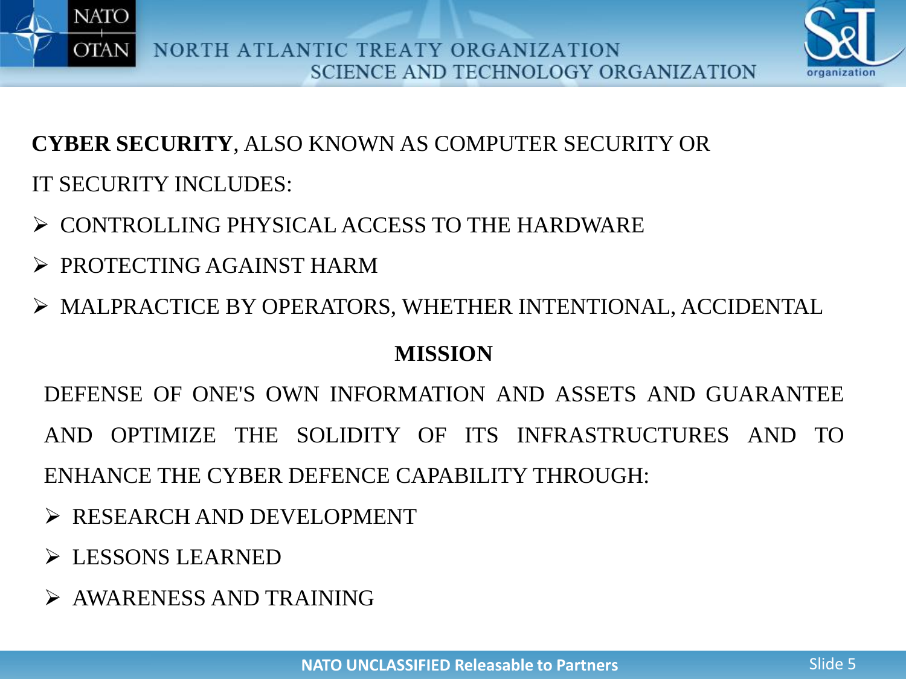**CYBER SECURITY**, ALSO KNOWN AS COMPUTER SECURITY OR IT SECURITY INCLUDES:

- CONTROLLING PHYSICAL ACCESS TO THE HARDWARE
- PROTECTING AGAINST HARM
- MALPRACTICE BY OPERATORS, WHETHER INTENTIONAL, ACCIDENTAL

## MISSION

DEFENSE OF ONE'S OWN INFORMATION AND ASSETS AND GUARANTEE AND OPTIMIZE THE SOLIDITY OF ITS INFRASTRUCTURES AND TO ENHANCE THE CYBER DEFENCE CAPABILITY THROUGH:

- RESEARCH AND DEVELOPMENT
- LESSONS LEARNED
- AWARENESS AND TRAINING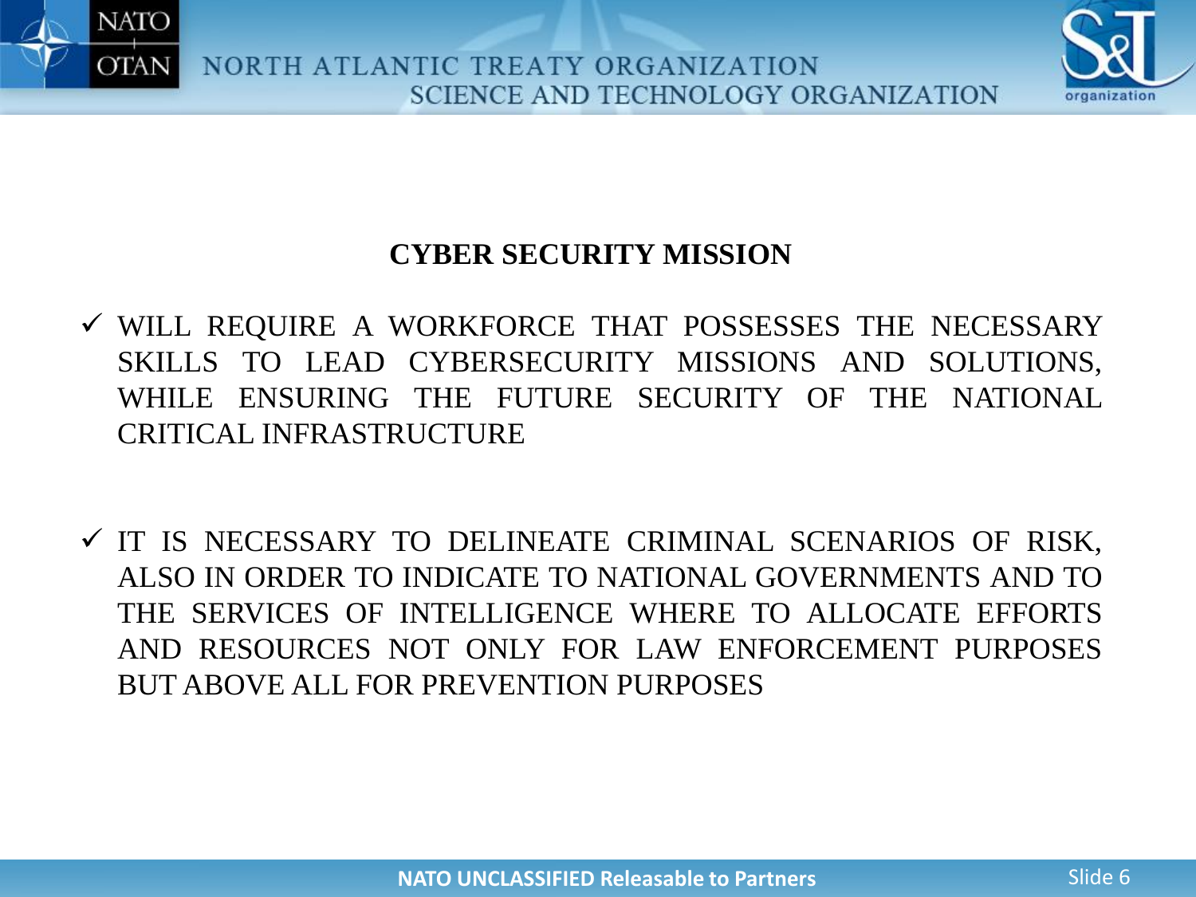## CYBER SECURITY MISSION

- ✓ WILL REQUIRE A WORKFORCE THAT POSSESSES THE NECESSARY SKILLS TO LEAD CYBERSECURITY MISSIONS AND SOLUTIONS, WHILE ENSURING THE FUTURE SECURITY OF THE NATIONAL CRITICAL INFRASTRUCTURE

- ✓ IT IS NECESSARY TO DELINEATE CRIMINAL SCENARIOS OF RISK, ALSO IN ORDER TO INDICATE TO NATIONAL GOVERNMENTS AND TO THE SERVICES OF INTELLIGENCE WHERE TO ALLOCATE EFFORTS AND RESOURCES NOT ONLY FOR LAW ENFORCEMENT PURPOSES BUT ABOVE ALL FOR PREVENTION PURPOSES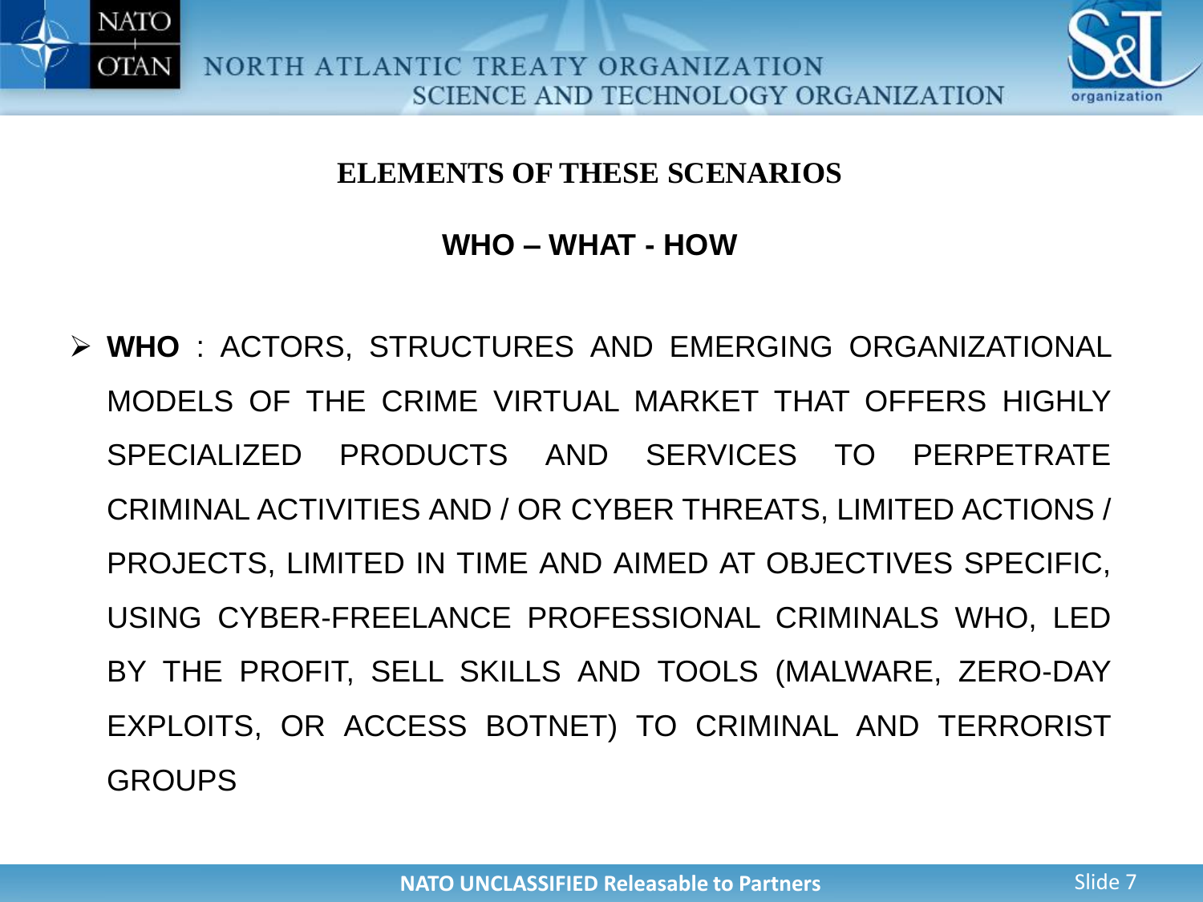## ELEMENTS OF THESE SCENARIOS

### WHO – WHAT - HOW

- **WHO** : ACTORS, STRUCTURES AND EMERGING ORGANIZATIONAL MODELS OF THE CRIME VIRTUAL MARKET THAT OFFERS HIGHLY SPECIALIZED PRODUCTS AND SERVICES TO PERPETRATE CRIMINAL ACTIVITIES AND / OR CYBER THREATS, LIMITED ACTIONS / PROJECTS, LIMITED IN TIME AND AIMED AT OBJECTIVES SPECIFIC, USING CYBER-FREELANCE PROFESSIONAL CRIMINALS WHO, LED BY THE PROFIT, SELL SKILLS AND TOOLS (MALWARE, ZERO-DAY EXPLOITS, OR ACCESS BOTNET) TO CRIMINAL AND TERRORIST GROUPS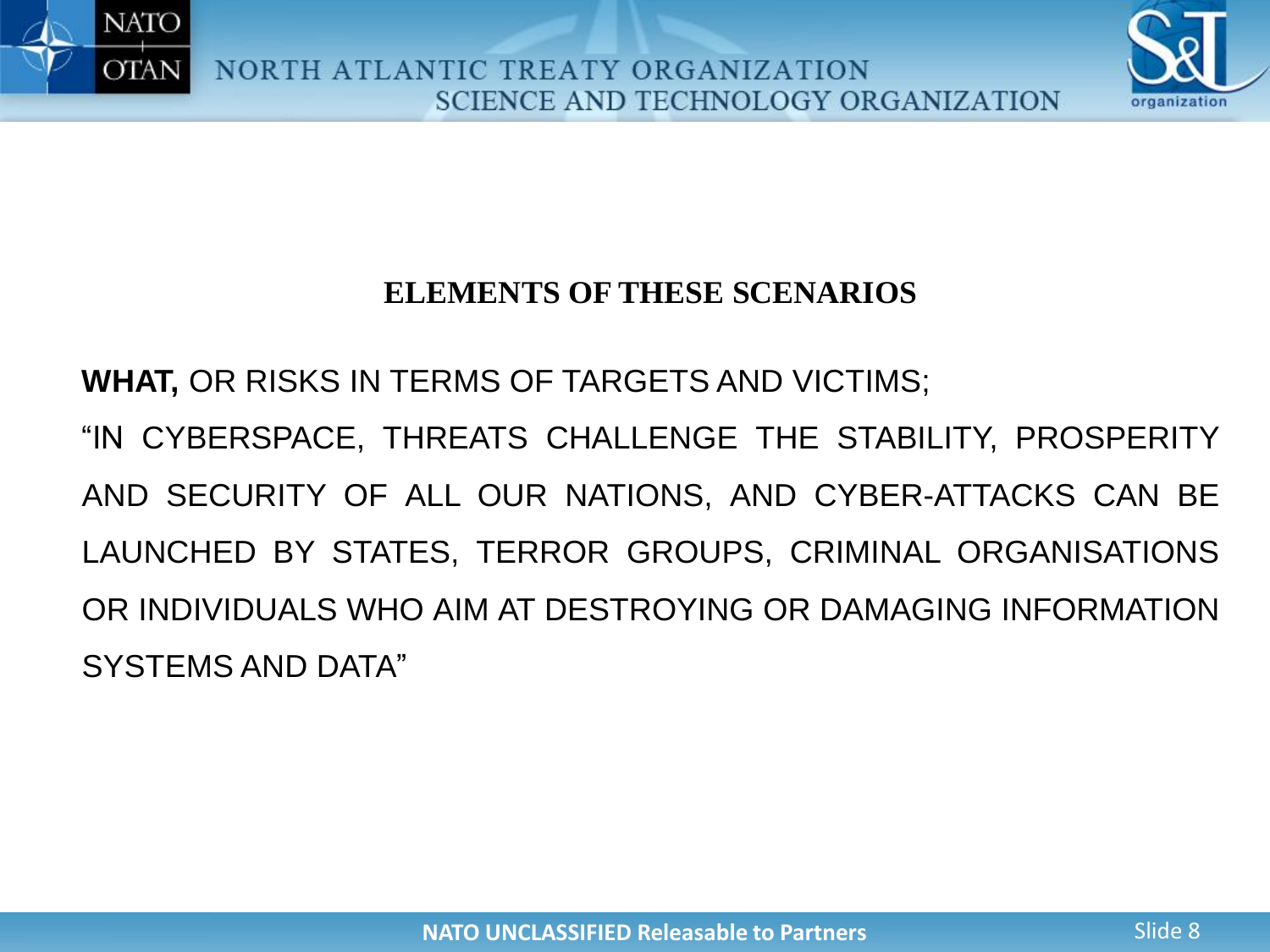## ELEMENTS OF THESE SCENARIOS

**WHAT,** OR RISKS IN TERMS OF TARGETS AND VICTIMS;

"IN CYBERSPACE, THREATS CHALLENGE THE STABILITY, PROSPERITY AND SECURITY OF ALL OUR NATIONS, AND CYBER-ATTACKS CAN BE LAUNCHED BY STATES, TERROR GROUPS, CRIMINAL ORGANISATIONS OR INDIVIDUALS WHO AIM AT DESTROYING OR DAMAGING INFORMATION SYSTEMS AND DATA"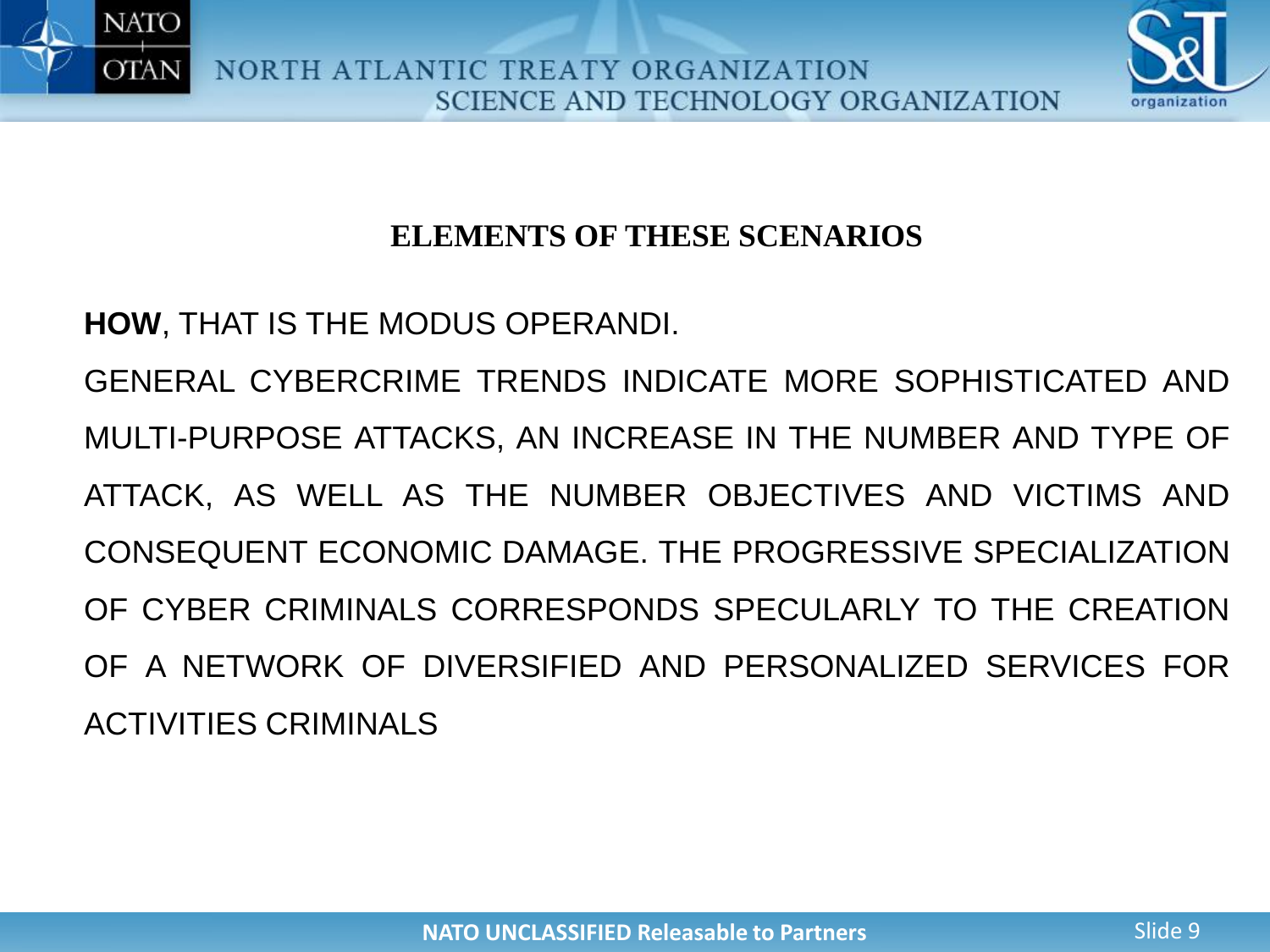## ELEMENTS OF THESE SCENARIOS

**HOW**, THAT IS THE MODUS OPERANDI.

GENERAL CYBERCRIME TRENDS INDICATE MORE SOPHISTICATED AND MULTI-PURPOSE ATTACKS, AN INCREASE IN THE NUMBER AND TYPE OF ATTACK, AS WELL AS THE NUMBER OBJECTIVES AND VICTIMS AND CONSEQUENT ECONOMIC DAMAGE. THE PROGRESSIVE SPECIALIZATION OF CYBER CRIMINALS CORRESPONDS SPECULARLY TO THE CREATION OF A NETWORK OF DIVERSIFIED AND PERSONALIZED SERVICES FOR ACTIVITIES CRIMINALS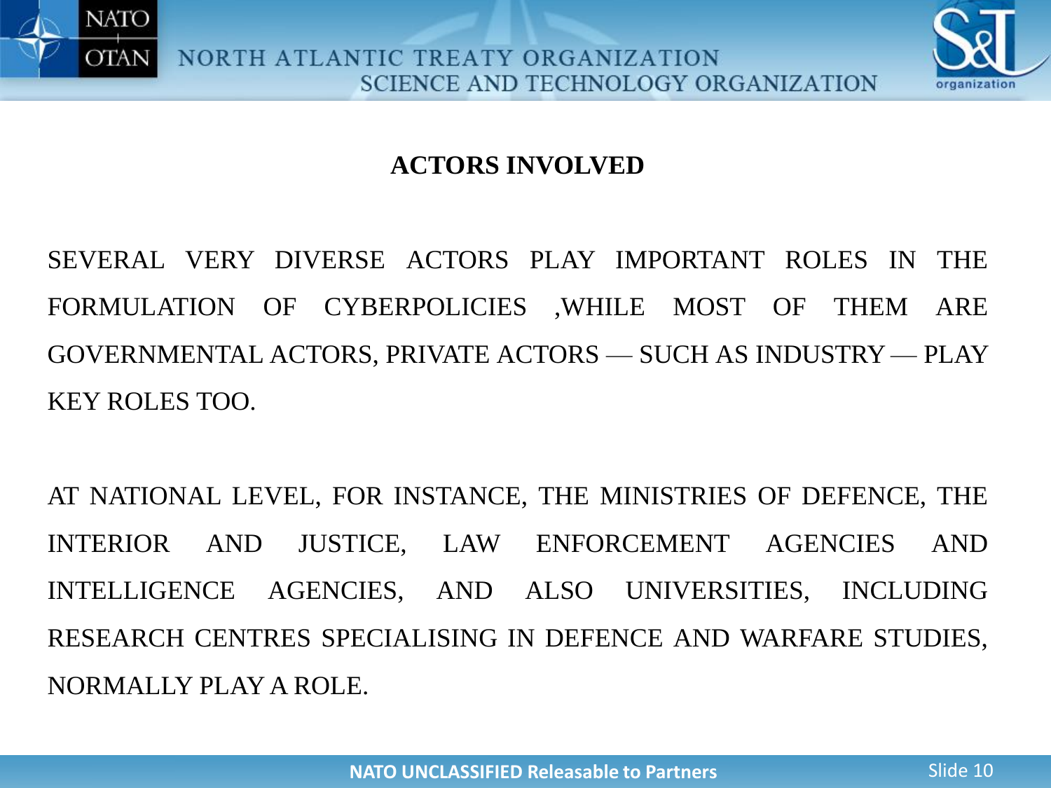## ACTORS INVOLVED

SEVERAL VERY DIVERSE ACTORS PLAY IMPORTANT ROLES IN THE FORMULATION OF CYBERPOLICIES ,WHILE MOST OF THEM ARE GOVERNMENTAL ACTORS, PRIVATE ACTORS — SUCH AS INDUSTRY — PLAY KEY ROLES TOO.

AT NATIONAL LEVEL, FOR INSTANCE, THE MINISTRIES OF DEFENCE, THE INTERIOR AND JUSTICE, LAW ENFORCEMENT AGENCIES AND INTELLIGENCE AGENCIES, AND ALSO UNIVERSITIES, INCLUDING RESEARCH CENTRES SPECIALISING IN DEFENCE AND WARFARE STUDIES, NORMALLY PLAY A ROLE.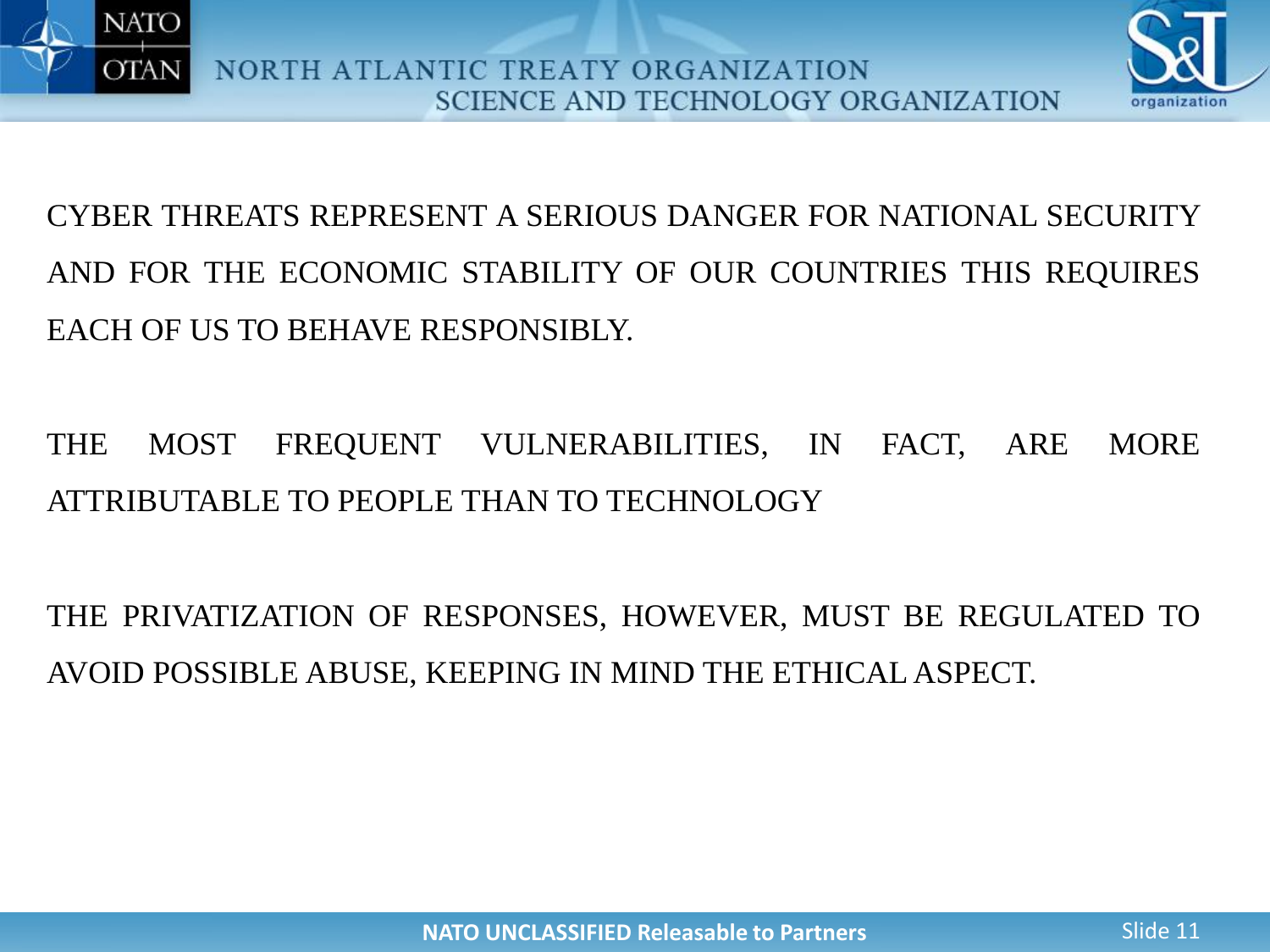CYBER THREATS REPRESENT A SERIOUS DANGER FOR NATIONAL SECURITY AND FOR THE ECONOMIC STABILITY OF OUR COUNTRIES THIS REQUIRES EACH OF US TO BEHAVE RESPONSIBLY.

THE MOST FREQUENT VULNERABILITIES, IN FACT, ARE MORE ATTRIBUTABLE TO PEOPLE THAN TO TECHNOLOGY

THE PRIVATIZATION OF RESPONSES, HOWEVER, MUST BE REGULATED TO AVOID POSSIBLE ABUSE, KEEPING IN MIND THE ETHICAL ASPECT.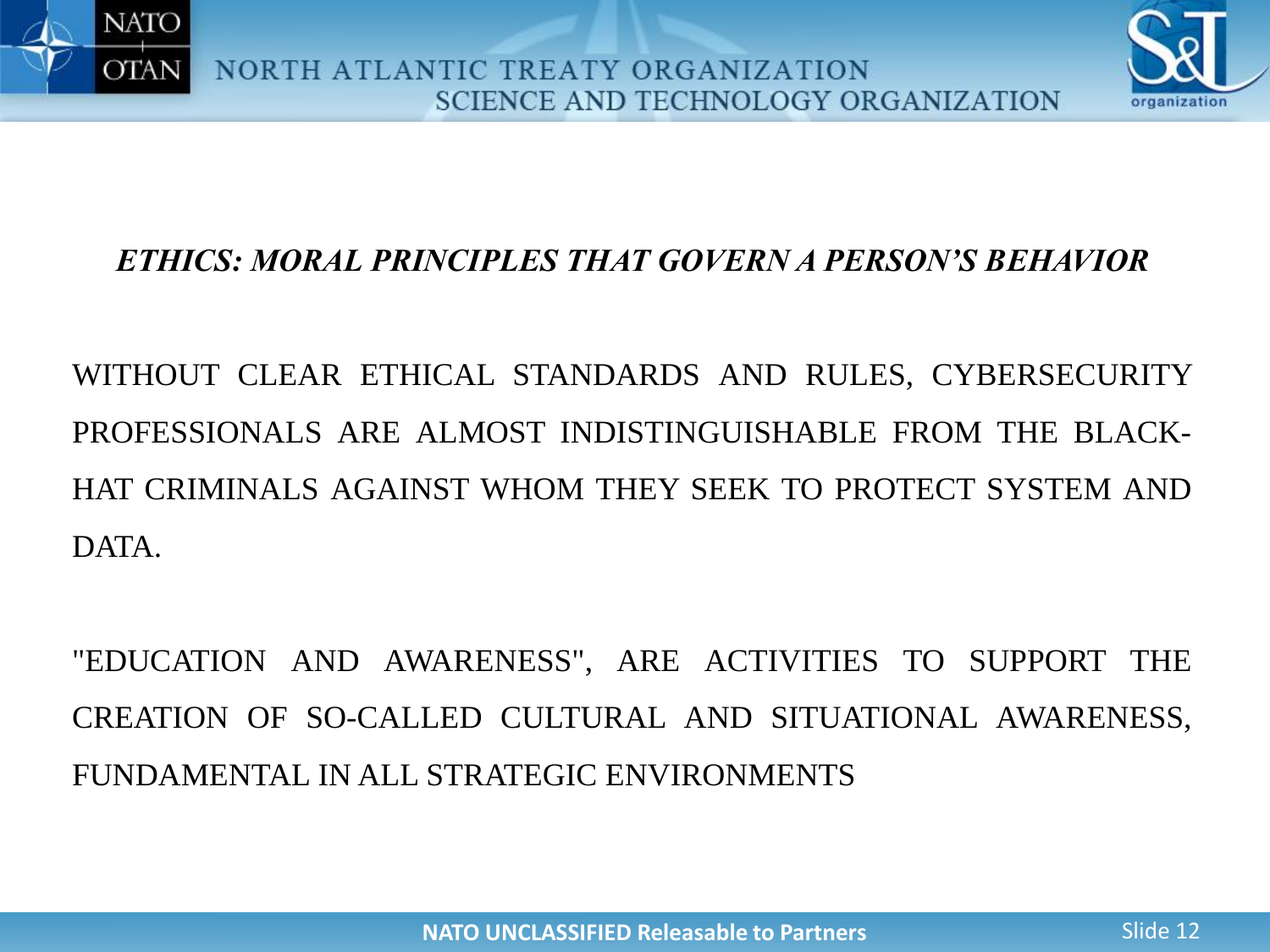***ETHICS: MORAL PRINCIPLES THAT GOVERN A PERSON'S BEHAVIOR***

WITHOUT CLEAR ETHICAL STANDARDS AND RULES, CYBERSECURITY PROFESSIONALS ARE ALMOST INDISTINGUISHABLE FROM THE BLACK-HAT CRIMINALS AGAINST WHOM THEY SEEK TO PROTECT SYSTEM AND DATA.

"EDUCATION AND AWARENESS", ARE ACTIVITIES TO SUPPORT THE CREATION OF SO-CALLED CULTURAL AND SITUATIONAL AWARENESS, FUNDAMENTAL IN ALL STRATEGIC ENVIRONMENTS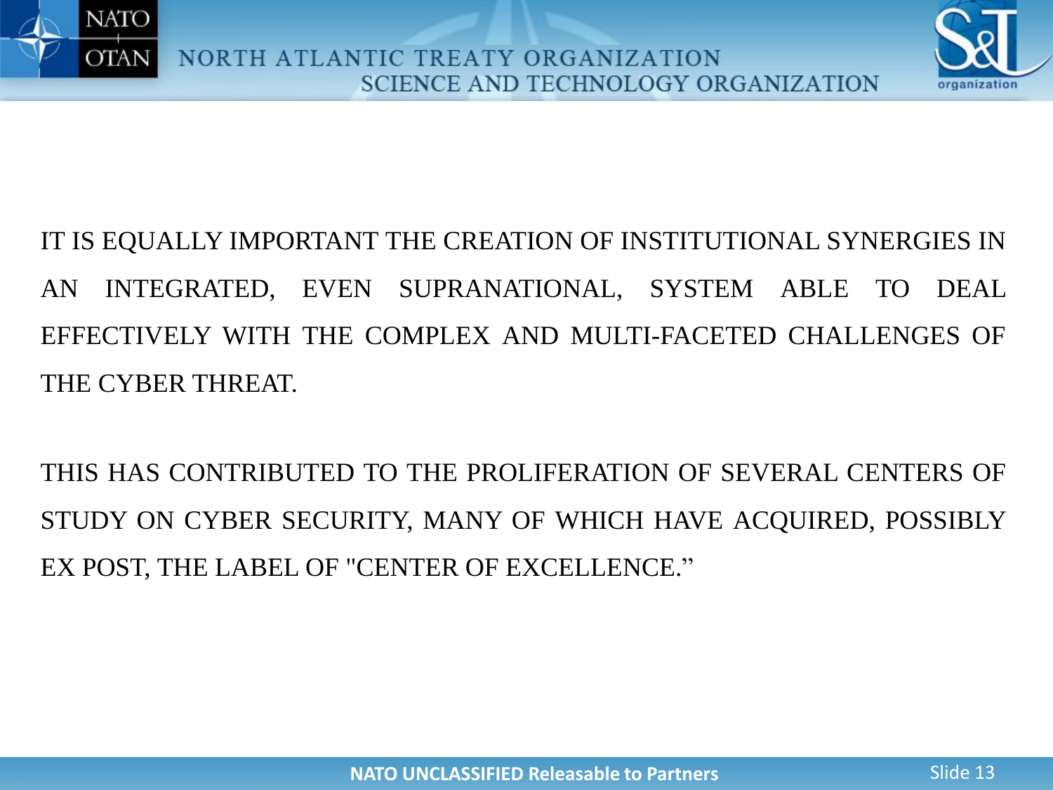IT IS EQUALLY IMPORTANT THE CREATION OF INSTITUTIONAL SYNERGIES IN AN INTEGRATED, EVEN SUPRANATIONAL, SYSTEM ABLE TO DEAL EFFECTIVELY WITH THE COMPLEX AND MULTI-FACETED CHALLENGES OF THE CYBER THREAT.

THIS HAS CONTRIBUTED TO THE PROLIFERATION OF SEVERAL CENTERS OF STUDY ON CYBER SECURITY, MANY OF WHICH HAVE ACQUIRED, POSSIBLY EX POST, THE LABEL OF "CENTER OF EXCELLENCE."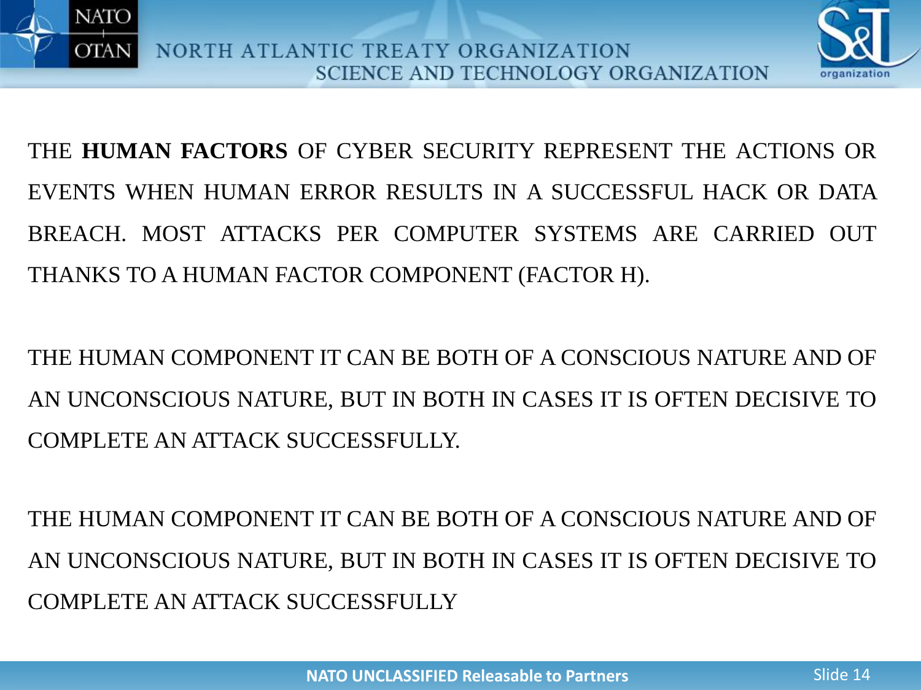THE **HUMAN FACTORS** OF CYBER SECURITY REPRESENT THE ACTIONS OR EVENTS WHEN HUMAN ERROR RESULTS IN A SUCCESSFUL HACK OR DATA BREACH. MOST ATTACKS PER COMPUTER SYSTEMS ARE CARRIED OUT THANKS TO A HUMAN FACTOR COMPONENT (FACTOR H).

THE HUMAN COMPONENT IT CAN BE BOTH OF A CONSCIOUS NATURE AND OF AN UNCONSCIOUS NATURE, BUT IN BOTH IN CASES IT IS OFTEN DECISIVE TO COMPLETE AN ATTACK SUCCESSFULLY.

THE HUMAN COMPONENT IT CAN BE BOTH OF A CONSCIOUS NATURE AND OF AN UNCONSCIOUS NATURE, BUT IN BOTH IN CASES IT IS OFTEN DECISIVE TO COMPLETE AN ATTACK SUCCESSFULLY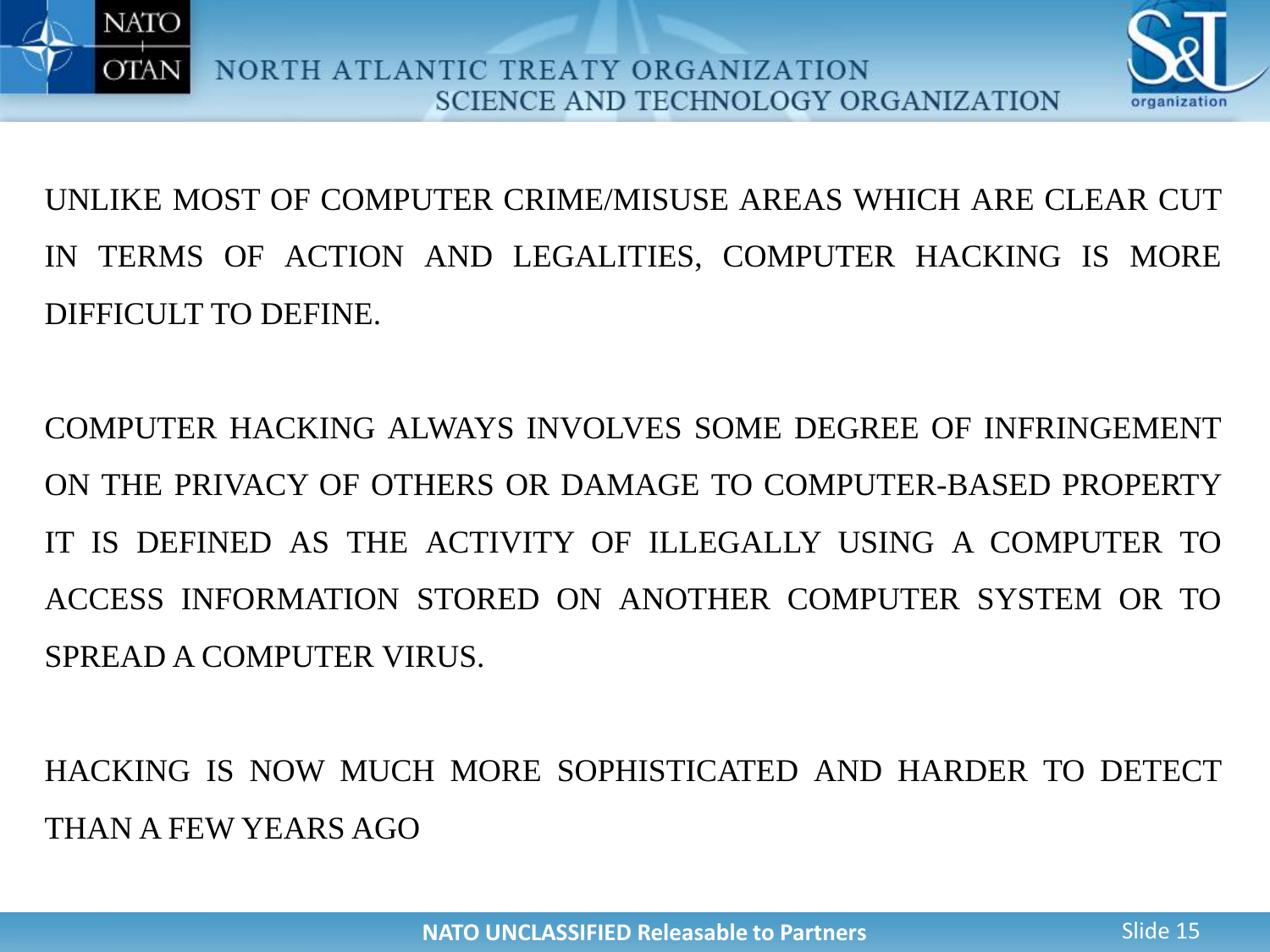UNLIKE MOST OF COMPUTER CRIME/MISUSE AREAS WHICH ARE CLEAR CUT IN TERMS OF ACTION AND LEGALITIES, COMPUTER HACKING IS MORE DIFFICULT TO DEFINE.

COMPUTER HACKING ALWAYS INVOLVES SOME DEGREE OF INFRINGEMENT ON THE PRIVACY OF OTHERS OR DAMAGE TO COMPUTER-BASED PROPERTY IT IS DEFINED AS THE ACTIVITY OF ILLEGALLY USING A COMPUTER TO ACCESS INFORMATION STORED ON ANOTHER COMPUTER SYSTEM OR TO SPREAD A COMPUTER VIRUS.

HACKING IS NOW MUCH MORE SOPHISTICATED AND HARDER TO DETECT THAN A FEW YEARS AGO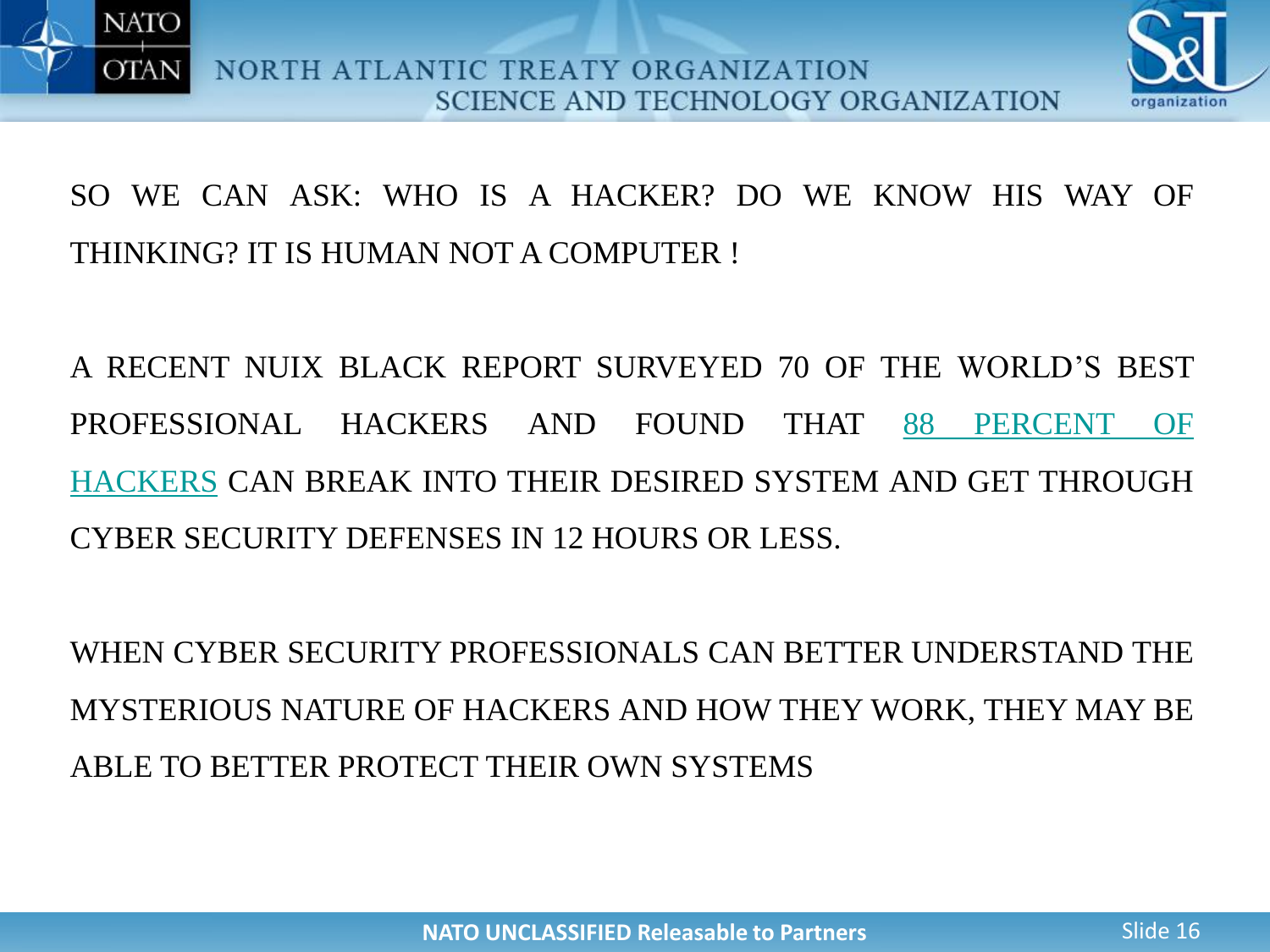SO WE CAN ASK: WHO IS A HACKER? DO WE KNOW HIS WAY OF THINKING? IT IS HUMAN NOT A COMPUTER !

A RECENT NUIX BLACK REPORT SURVEYED 70 OF THE WORLD'S BEST PROFESSIONAL HACKERS AND FOUND THAT 88 PERCENT OF HACKERS CAN BREAK INTO THEIR DESIRED SYSTEM AND GET THROUGH CYBER SECURITY DEFENSES IN 12 HOURS OR LESS.

WHEN CYBER SECURITY PROFESSIONALS CAN BETTER UNDERSTAND THE MYSTERIOUS NATURE OF HACKERS AND HOW THEY WORK, THEY MAY BE ABLE TO BETTER PROTECT THEIR OWN SYSTEMS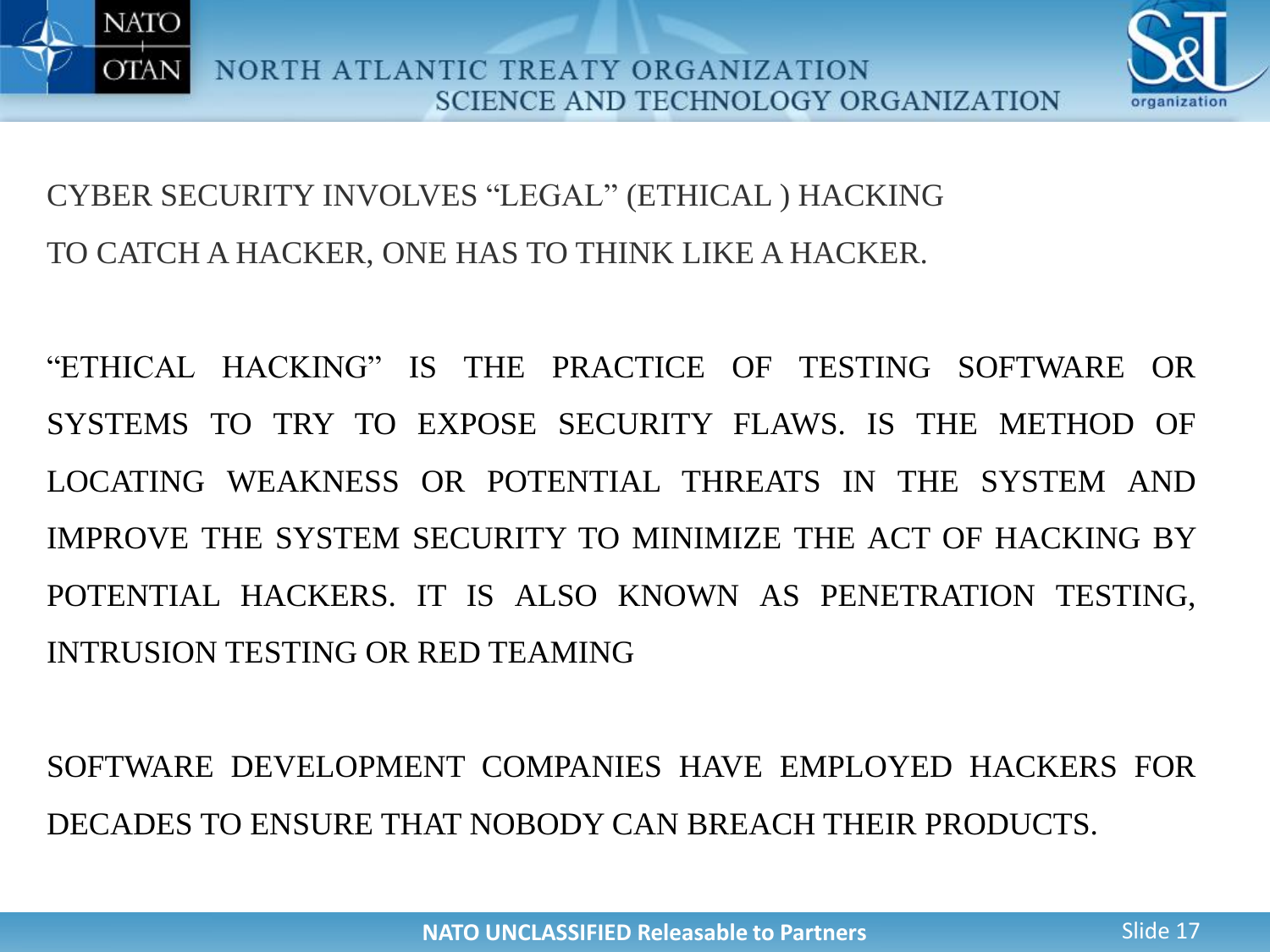CYBER SECURITY INVOLVES "LEGAL" (ETHICAL ) HACKING

TO CATCH A HACKER, ONE HAS TO THINK LIKE A HACKER.

"ETHICAL HACKING" IS THE PRACTICE OF TESTING SOFTWARE OR SYSTEMS TO TRY TO EXPOSE SECURITY FLAWS. IS THE METHOD OF LOCATING WEAKNESS OR POTENTIAL THREATS IN THE SYSTEM AND IMPROVE THE SYSTEM SECURITY TO MINIMIZE THE ACT OF HACKING BY POTENTIAL HACKERS. IT IS ALSO KNOWN AS PENETRATION TESTING, INTRUSION TESTING OR RED TEAMING

SOFTWARE DEVELOPMENT COMPANIES HAVE EMPLOYED HACKERS FOR DECADES TO ENSURE THAT NOBODY CAN BREACH THEIR PRODUCTS.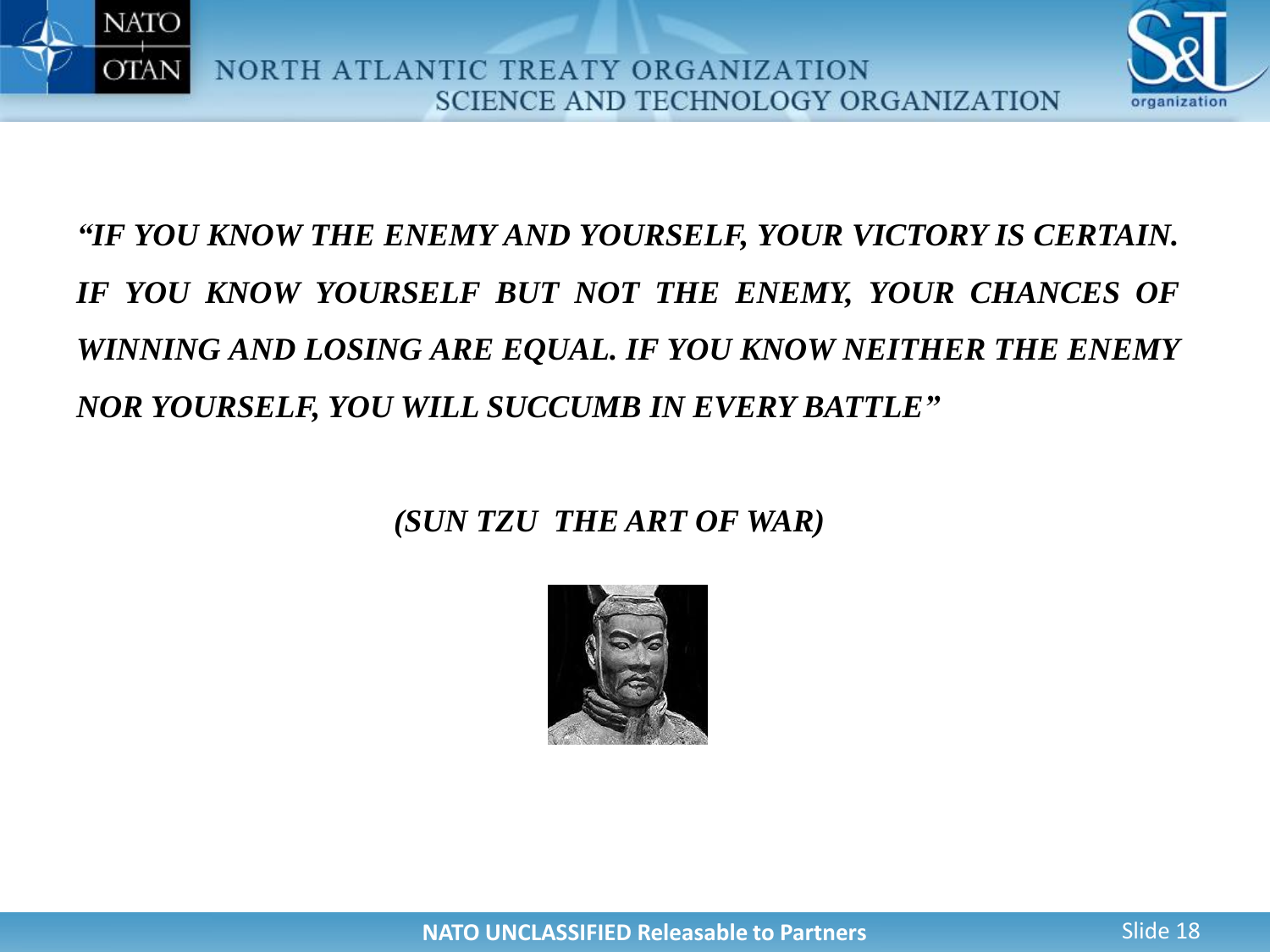***"IF YOU KNOW THE ENEMY AND YOURSELF, YOUR VICTORY IS CERTAIN. IF YOU KNOW YOURSELF BUT NOT THE ENEMY, YOUR CHANCES OF WINNING AND LOSING ARE EQUAL. IF YOU KNOW NEITHER THE ENEMY NOR YOURSELF, YOU WILL SUCCUMB IN EVERY BATTLE"***

***(SUN TZU THE ART OF WAR)***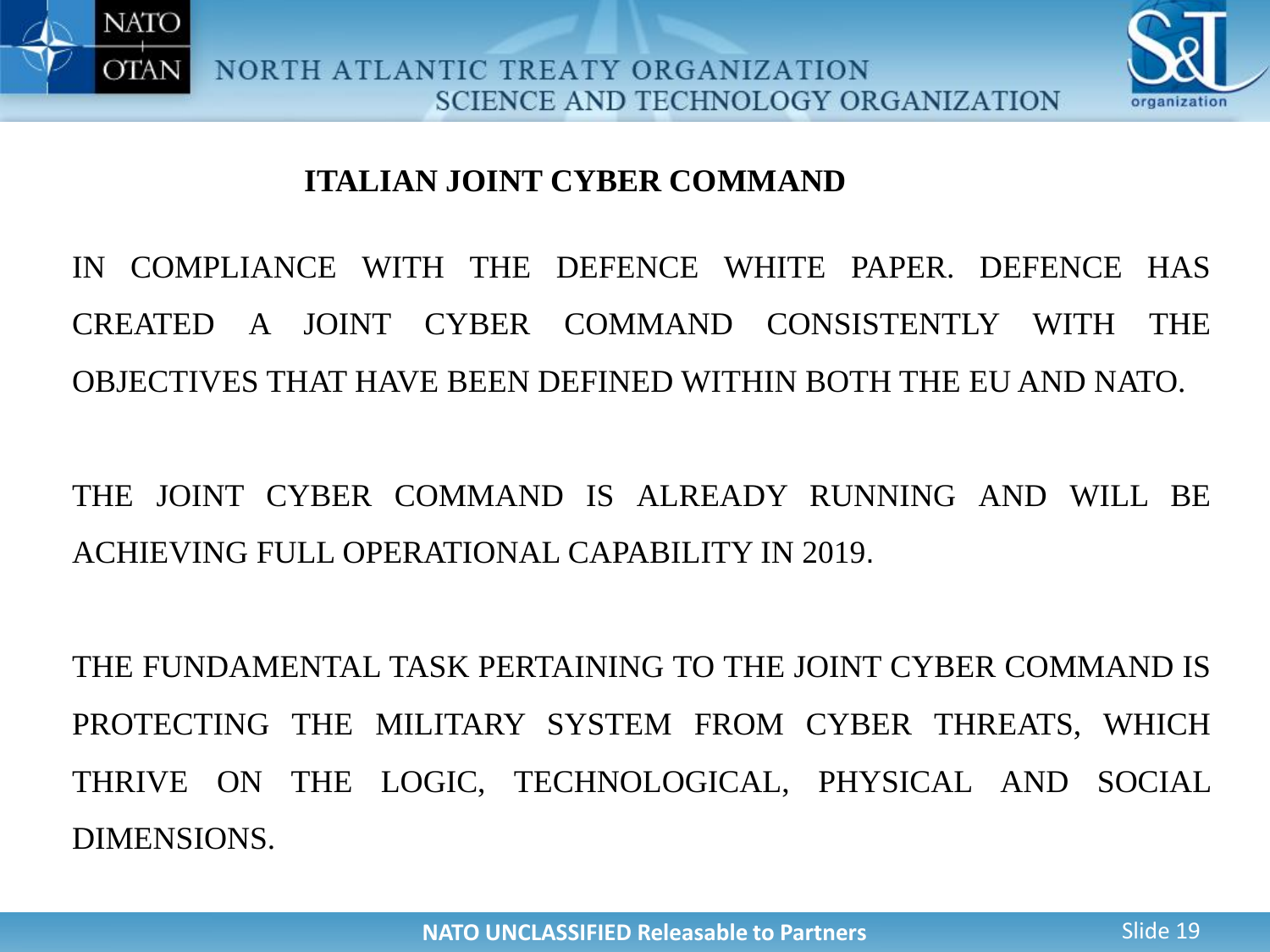## ITALIAN JOINT CYBER COMMAND

IN COMPLIANCE WITH THE DEFENCE WHITE PAPER. DEFENCE HAS CREATED A JOINT CYBER COMMAND CONSISTENTLY WITH THE OBJECTIVES THAT HAVE BEEN DEFINED WITHIN BOTH THE EU AND NATO.

THE JOINT CYBER COMMAND IS ALREADY RUNNING AND WILL BE ACHIEVING FULL OPERATIONAL CAPABILITY IN 2019.

THE FUNDAMENTAL TASK PERTAINING TO THE JOINT CYBER COMMAND IS PROTECTING THE MILITARY SYSTEM FROM CYBER THREATS, WHICH THRIVE ON THE LOGIC, TECHNOLOGICAL, PHYSICAL AND SOCIAL DIMENSIONS.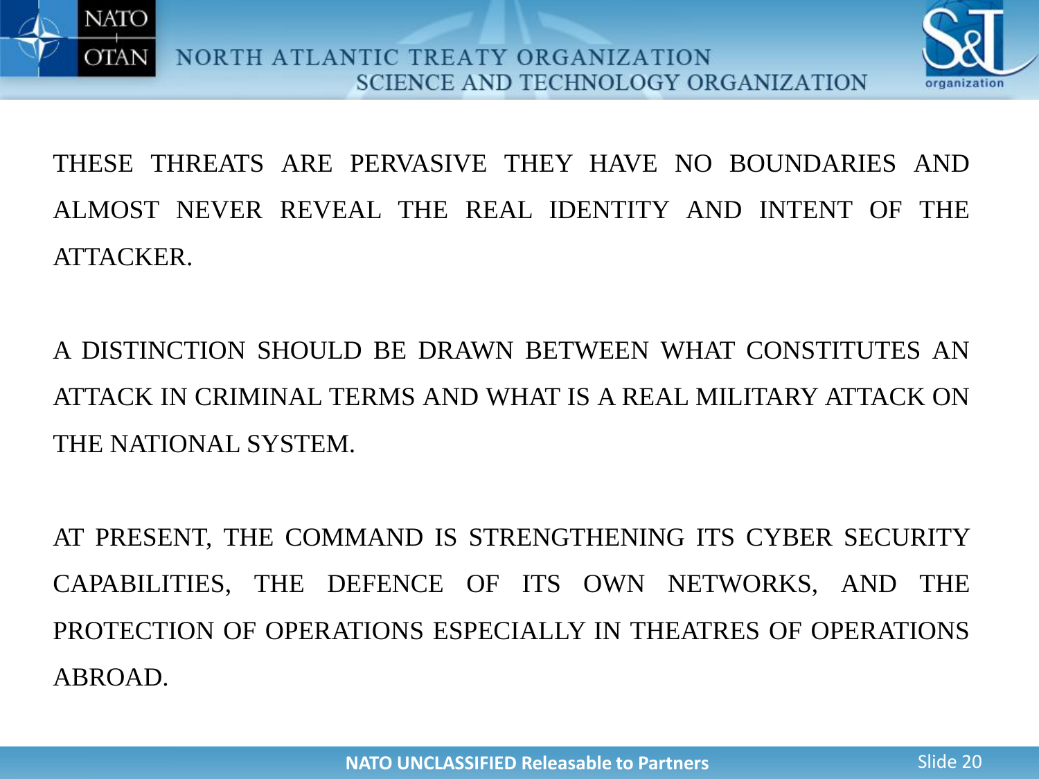THESE THREATS ARE PERVASIVE THEY HAVE NO BOUNDARIES AND ALMOST NEVER REVEAL THE REAL IDENTITY AND INTENT OF THE ATTACKER.

A DISTINCTION SHOULD BE DRAWN BETWEEN WHAT CONSTITUTES AN ATTACK IN CRIMINAL TERMS AND WHAT IS A REAL MILITARY ATTACK ON THE NATIONAL SYSTEM.

AT PRESENT, THE COMMAND IS STRENGTHENING ITS CYBER SECURITY CAPABILITIES, THE DEFENCE OF ITS OWN NETWORKS, AND THE PROTECTION OF OPERATIONS ESPECIALLY IN THEATRES OF OPERATIONS ABROAD.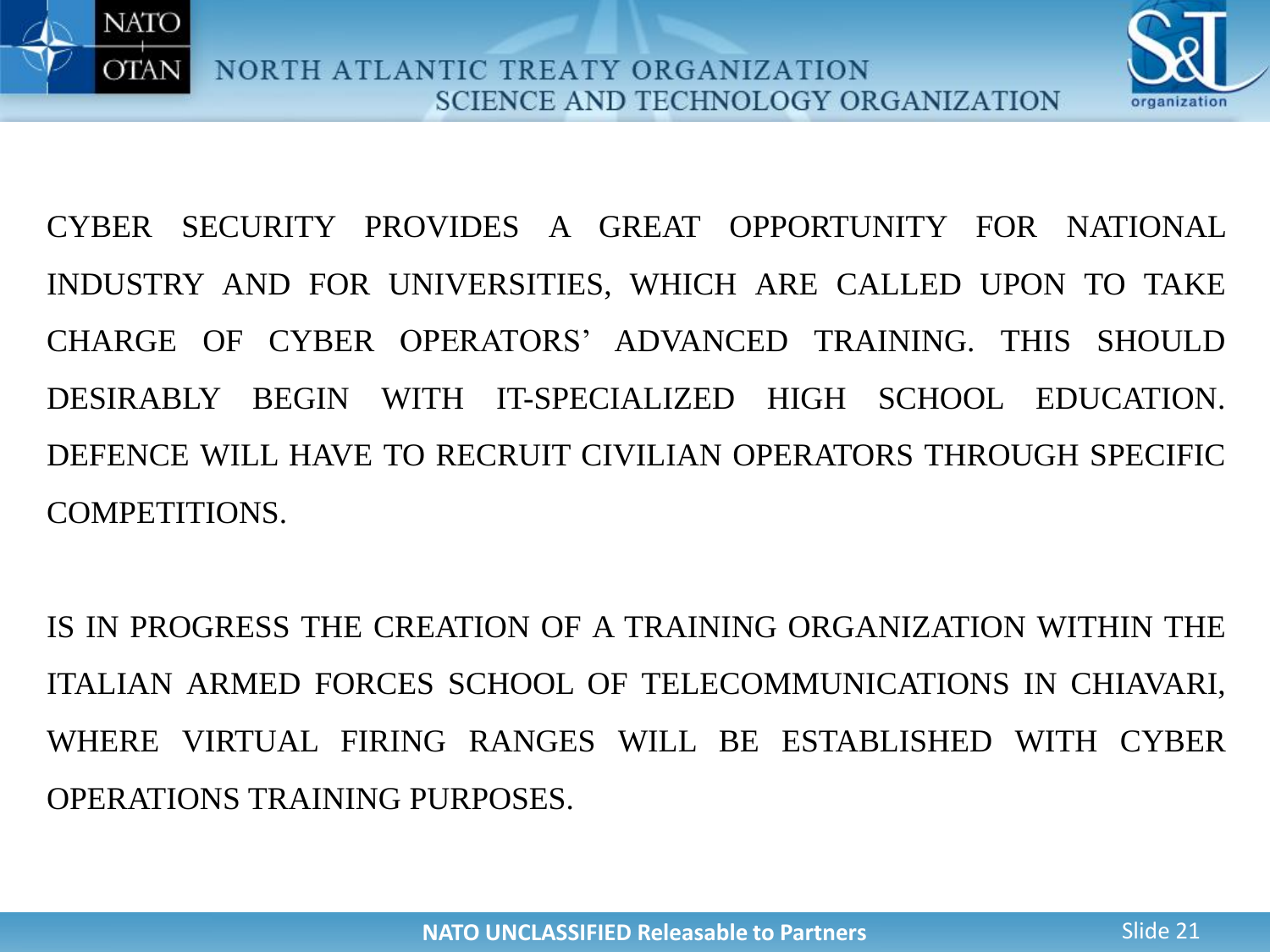CYBER SECURITY PROVIDES A GREAT OPPORTUNITY FOR NATIONAL INDUSTRY AND FOR UNIVERSITIES, WHICH ARE CALLED UPON TO TAKE CHARGE OF CYBER OPERATORS' ADVANCED TRAINING. THIS SHOULD DESIRABLY BEGIN WITH IT-SPECIALIZED HIGH SCHOOL EDUCATION. DEFENCE WILL HAVE TO RECRUIT CIVILIAN OPERATORS THROUGH SPECIFIC COMPETITIONS.

IS IN PROGRESS THE CREATION OF A TRAINING ORGANIZATION WITHIN THE ITALIAN ARMED FORCES SCHOOL OF TELECOMMUNICATIONS IN CHIAVARI, WHERE VIRTUAL FIRING RANGES WILL BE ESTABLISHED WITH CYBER OPERATIONS TRAINING PURPOSES.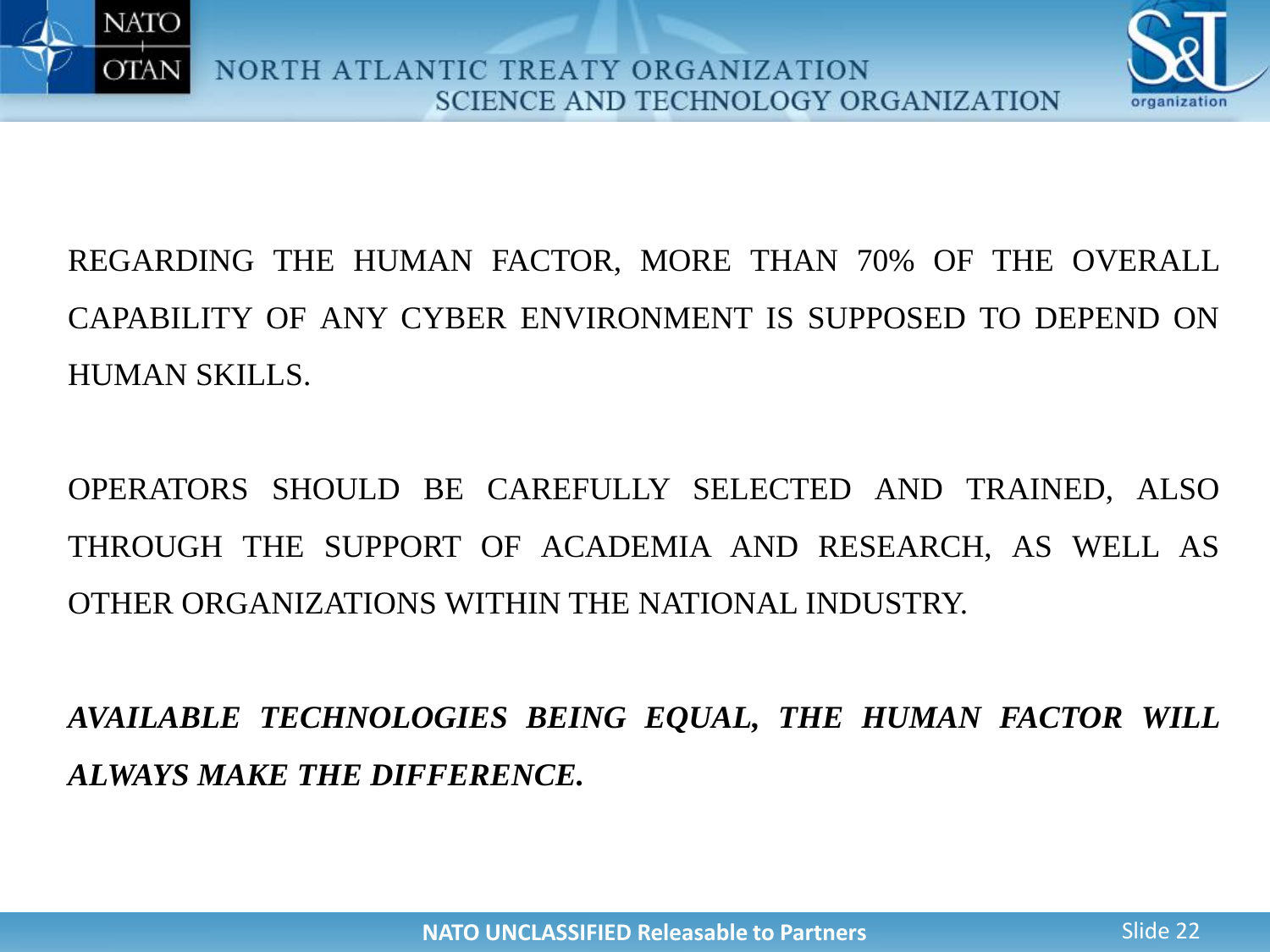REGARDING THE HUMAN FACTOR, MORE THAN 70% OF THE OVERALL CAPABILITY OF ANY CYBER ENVIRONMENT IS SUPPOSED TO DEPEND ON HUMAN SKILLS.

OPERATORS SHOULD BE CAREFULLY SELECTED AND TRAINED, ALSO THROUGH THE SUPPORT OF ACADEMIA AND RESEARCH, AS WELL AS OTHER ORGANIZATIONS WITHIN THE NATIONAL INDUSTRY.

***AVAILABLE TECHNOLOGIES BEING EQUAL, THE HUMAN FACTOR WILL ALWAYS MAKE THE DIFFERENCE.***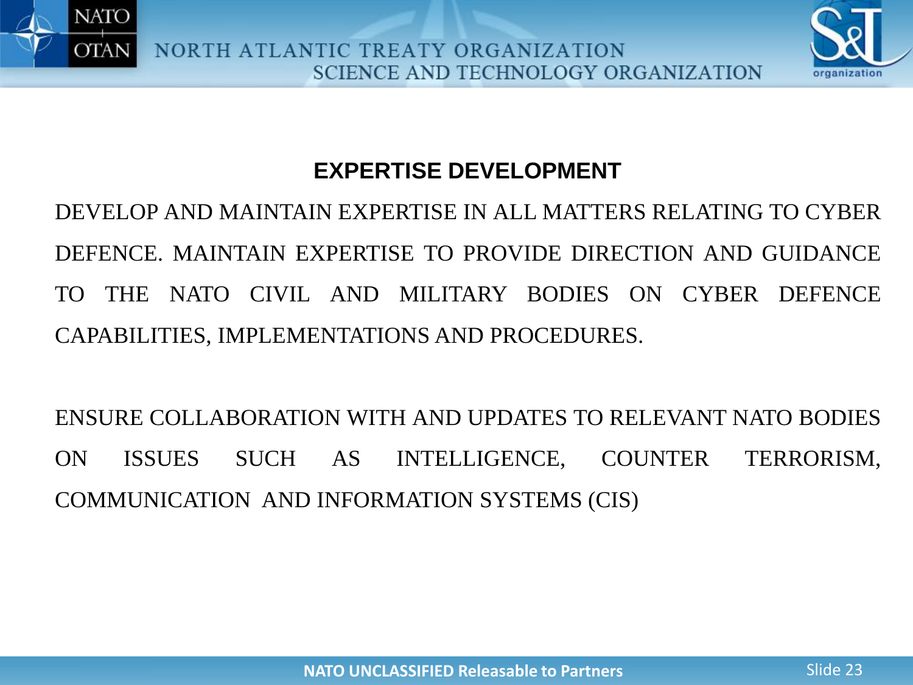## EXPERTISE DEVELOPMENT

DEVELOP AND MAINTAIN EXPERTISE IN ALL MATTERS RELATING TO CYBER DEFENCE. MAINTAIN EXPERTISE TO PROVIDE DIRECTION AND GUIDANCE TO THE NATO CIVIL AND MILITARY BODIES ON CYBER DEFENCE CAPABILITIES, IMPLEMENTATIONS AND PROCEDURES.

ENSURE COLLABORATION WITH AND UPDATES TO RELEVANT NATO BODIES ON ISSUES SUCH AS INTELLIGENCE, COUNTER TERRORISM, COMMUNICATION AND INFORMATION SYSTEMS (CIS)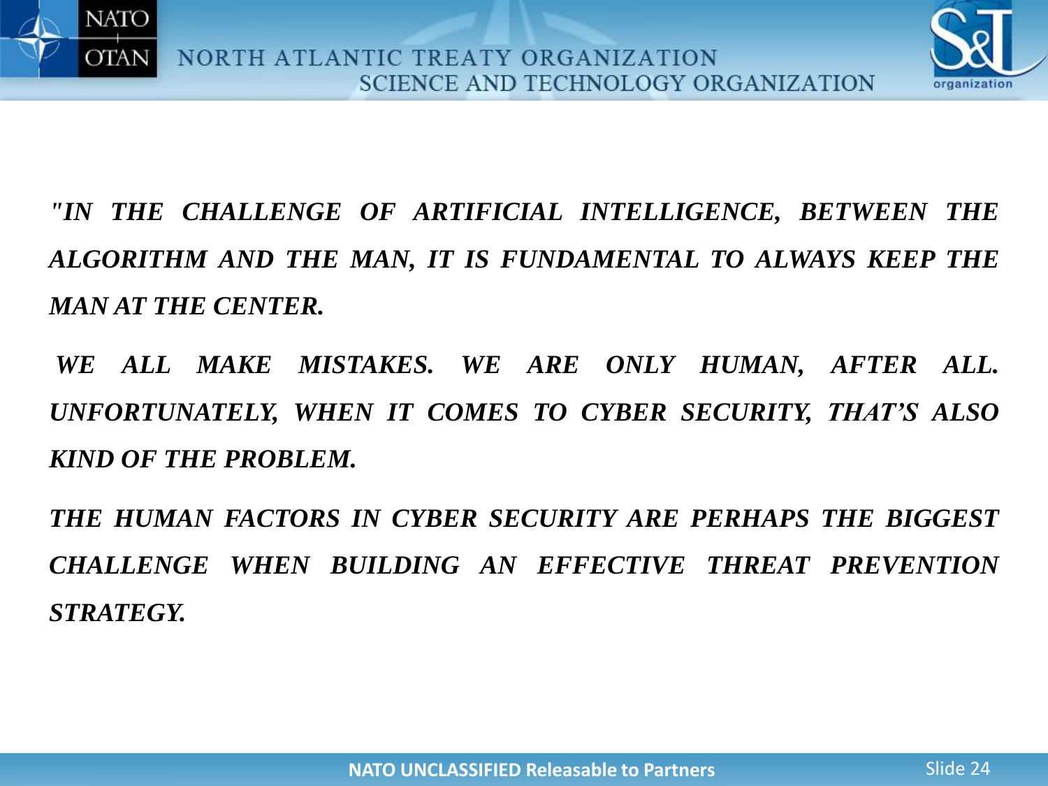*"IN THE CHALLENGE OF ARTIFICIAL INTELLIGENCE, BETWEEN THE ALGORITHM AND THE MAN, IT IS FUNDAMENTAL TO ALWAYS KEEP THE MAN AT THE CENTER.*

*WE ALL MAKE MISTAKES. WE ARE ONLY HUMAN, AFTER ALL. UNFORTUNATELY, WHEN IT COMES TO CYBER SECURITY, THAT'S ALSO KIND OF THE PROBLEM.*

*THE HUMAN FACTORS IN CYBER SECURITY ARE PERHAPS THE BIGGEST CHALLENGE WHEN BUILDING AN EFFECTIVE THREAT PREVENTION STRATEGY.*